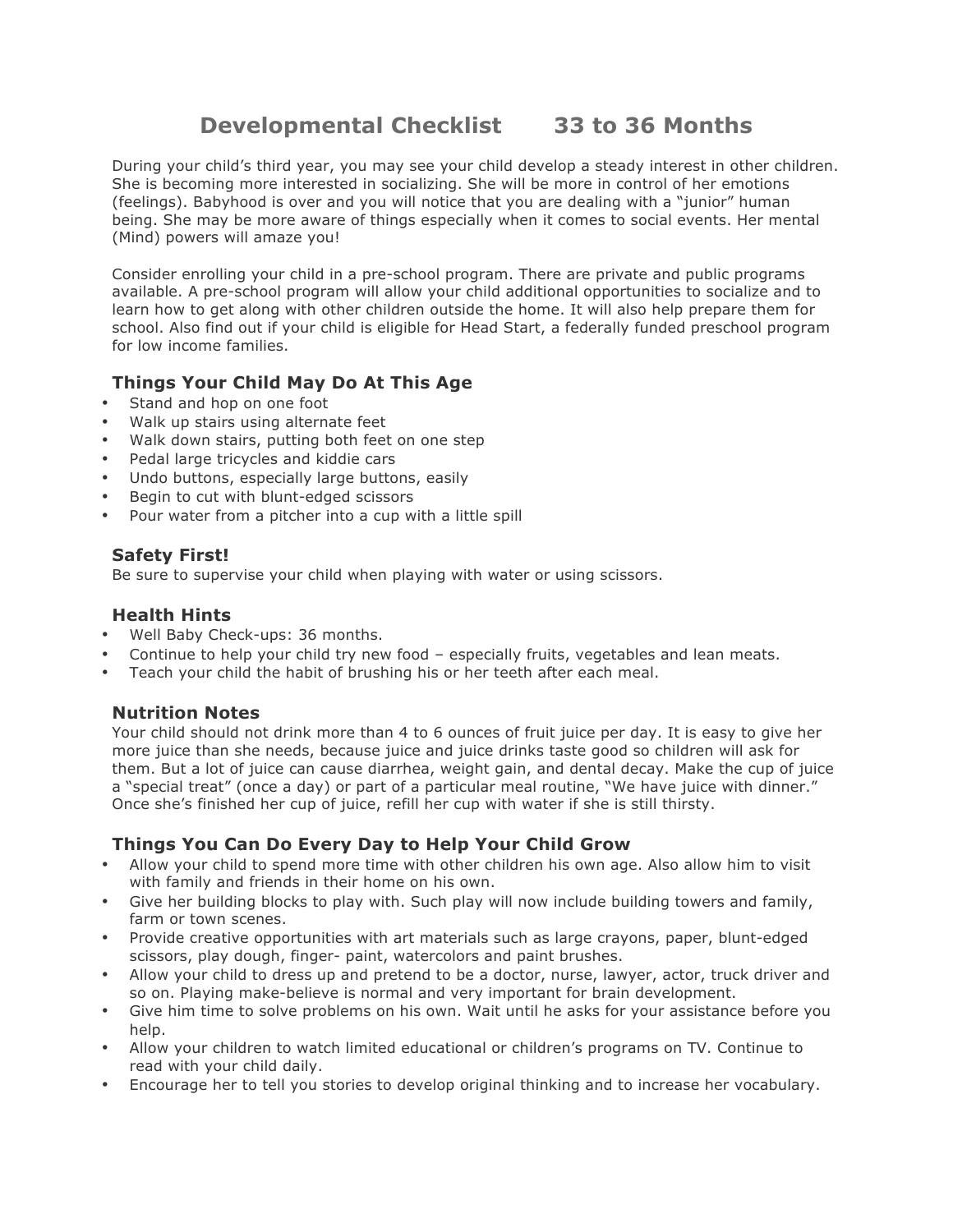# Developmental Checklist 33 to 36 Months

During your child's third year, you may see your child develop a steady interest in other children. She is becoming more interested in socializing. She will be more in control of her emotions (feelings). Babyhood is over and you will notice that you are dealing with a "junior" human being. She may be more aware of things especially when it comes to social events. Her mental (Mind) powers will amaze you!

Consider enrolling your child in a pre-school program. There are private and public programs available. A pre-school program will allow your child additional opportunities to socialize and to learn how to get along with other children outside the home. It will also help prepare them for school. Also find out if your child is eligible for Head Start, a federally funded preschool program for low income families.

## Things Your Child May Do At This Age

- Stand and hop on one foot
- Walk up stairs using alternate feet
- Walk down stairs, putting both feet on one step
- Pedal large tricycles and kiddie cars
- Undo buttons, especially large buttons, easily
- Begin to cut with blunt-edged scissors
- Pour water from a pitcher into a cup with a little spill

## Safety First!

Be sure to supervise your child when playing with water or using scissors.

## Health Hints

- Well Baby Check-ups: 36 months.
- Continue to help your child try new food – especially fruits, vegetables and lean meats.
- Teach your child the habit of brushing his or her teeth after each meal.

## Nutrition Notes

Your child should not drink more than 4 to 6 ounces of fruit juice per day. It is easy to give her more juice than she needs, because juice and juice drinks taste good so children will ask for them. But a lot of juice can cause diarrhea, weight gain, and dental decay. Make the cup of juice a "special treat" (once a day) or part of a particular meal routine, "We have juice with dinner." Once she's finished her cup of juice, refill her cup with water if she is still thirsty.

## Things You Can Do Every Day to Help Your Child Grow

- Allow your child to spend more time with other children his own age. Also allow him to visit with family and friends in their home on his own.
- Give her building blocks to play with. Such play will now include building towers and family, farm or town scenes.
- Provide creative opportunities with art materials such as large crayons, paper, blunt-edged scissors, play dough, finger- paint, watercolors and paint brushes.
- Allow your child to dress up and pretend to be a doctor, nurse, lawyer, actor, truck driver and so on. Playing make-believe is normal and very important for brain development.
- Give him time to solve problems on his own. Wait until he asks for your assistance before you help.
- Allow your children to watch limited educational or children's programs on TV. Continue to read with your child daily.
- Encourage her to tell you stories to develop original thinking and to increase her vocabulary.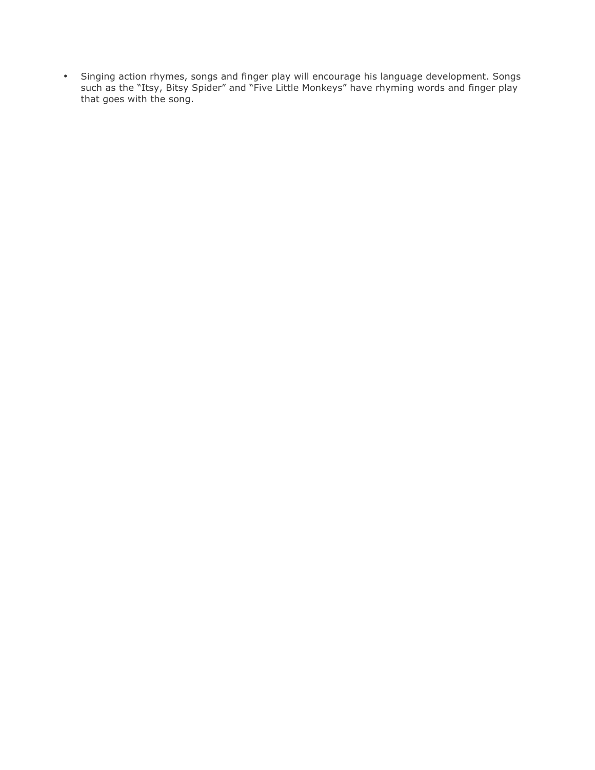- Singing action rhymes, songs and finger play will encourage his language development. Songs such as the "Itsy, Bitsy Spider" and "Five Little Monkeys" have rhyming words and finger play that goes with the song.